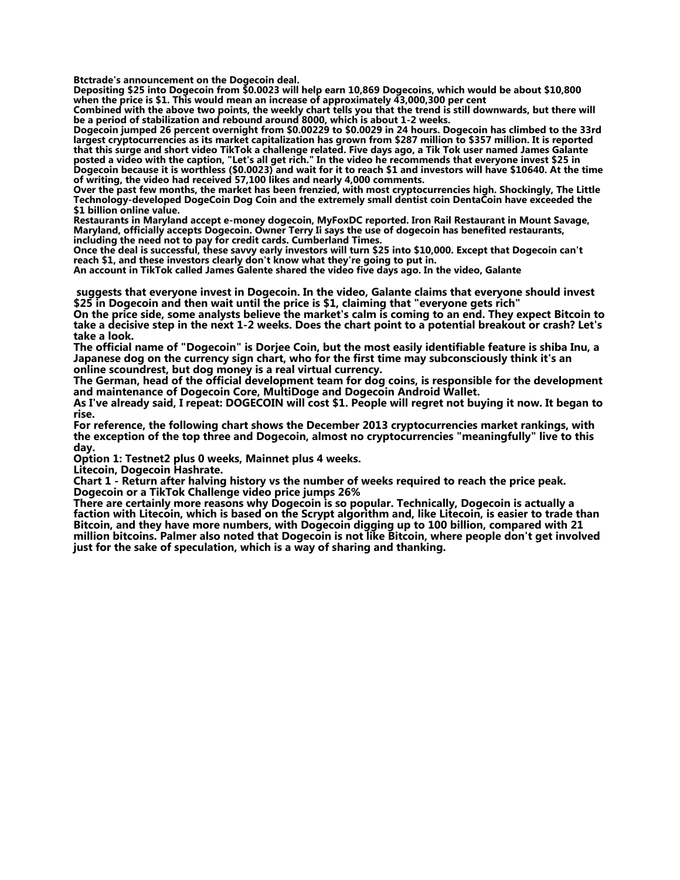**Btctrade's announcement on the Dogecoin deal.**
**Depositing $25 into Dogecoin from $0.0023 will help earn 10,869 Dogecoins, which would be about $10,800 when the price is $1. This would mean an increase of approximately 43,000,300 per cent**
**Combined with the above two points, the weekly chart tells you that the trend is still downwards, but there will be a period of stabilization and rebound around 8000, which is about 1-2 weeks.**
**Dogecoin jumped 26 percent overnight from $0.00229 to $0.0029 in 24 hours. Dogecoin has climbed to the 33rd largest cryptocurrencies as its market capitalization has grown from $287 million to $357 million. It is reported that this surge and short video TikTok a challenge related. Five days ago, a Tik Tok user named James Galante posted a video with the caption, "Let's all get rich." In the video he recommends that everyone invest $25 in Dogecoin because it is worthless ($0.0023) and wait for it to reach $1 and investors will have $10640. At the time of writing, the video had received 57,100 likes and nearly 4,000 comments.**
**Over the past few months, the market has been frenzied, with most cryptocurrencies high. Shockingly, The Little Technology-developed DogeCoin Dog Coin and the extremely small dentist coin DentaCoin have exceeded the $1 billion online value.**
**Restaurants in Maryland accept e-money dogecoin, MyFoxDC reported. Iron Rail Restaurant in Mount Savage, Maryland, officially accepts Dogecoin. Owner Terry Ii says the use of dogecoin has benefited restaurants, including the need not to pay for credit cards. Cumberland Times.**
**Once the deal is successful, these savvy early investors will turn $25 into $10,000. Except that Dogecoin can't reach $1, and these investors clearly don't know what they're going to put in.**
**An account in TikTok called James Galente shared the video five days ago. In the video, Galante**

**suggests that everyone invest in Dogecoin. In the video, Galante claims that everyone should invest $25 in Dogecoin and then wait until the price is $1, claiming that "everyone gets rich"**
**On the price side, some analysts believe the market's calm is coming to an end. They expect Bitcoin to take a decisive step in the next 1-2 weeks. Does the chart point to a potential breakout or crash? Let's take a look.**
**The official name of "Dogecoin" is Dorjee Coin, but the most easily identifiable feature is shiba Inu, a Japanese dog on the currency sign chart, who for the first time may subconsciously think it's an online scoundrest, but dog money is a real virtual currency.**
**The German, head of the official development team for dog coins, is responsible for the development and maintenance of Dogecoin Core, MultiDoge and Dogecoin Android Wallet.**
**As I've already said, I repeat: DOGECOIN will cost $1. People will regret not buying it now. It began to rise.**
**For reference, the following chart shows the December 2013 cryptocurrencies market rankings, with the exception of the top three and Dogecoin, almost no cryptocurrencies "meaningfully" live to this day.**
**Option 1: Testnet2 plus 0 weeks, Mainnet plus 4 weeks.**
**Litecoin, Dogecoin Hashrate.**
**Chart 1 - Return after halving history vs the number of weeks required to reach the price peak.**
**Dogecoin or a TikTok Challenge video price jumps 26%**
**There are certainly more reasons why Dogecoin is so popular. Technically, Dogecoin is actually a faction with Litecoin, which is based on the Scrypt algorithm and, like Litecoin, is easier to trade than Bitcoin, and they have more numbers, with Dogecoin digging up to 100 billion, compared with 21 million bitcoins. Palmer also noted that Dogecoin is not like Bitcoin, where people don't get involved just for the sake of speculation, which is a way of sharing and thanking.**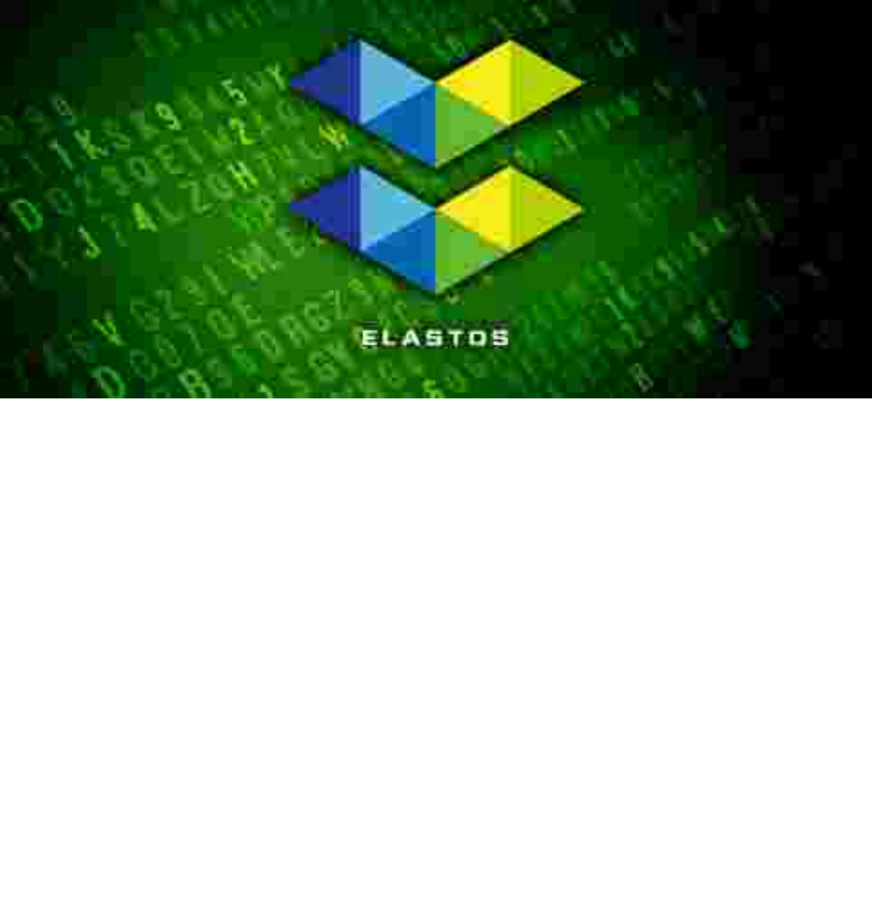ELASTOS